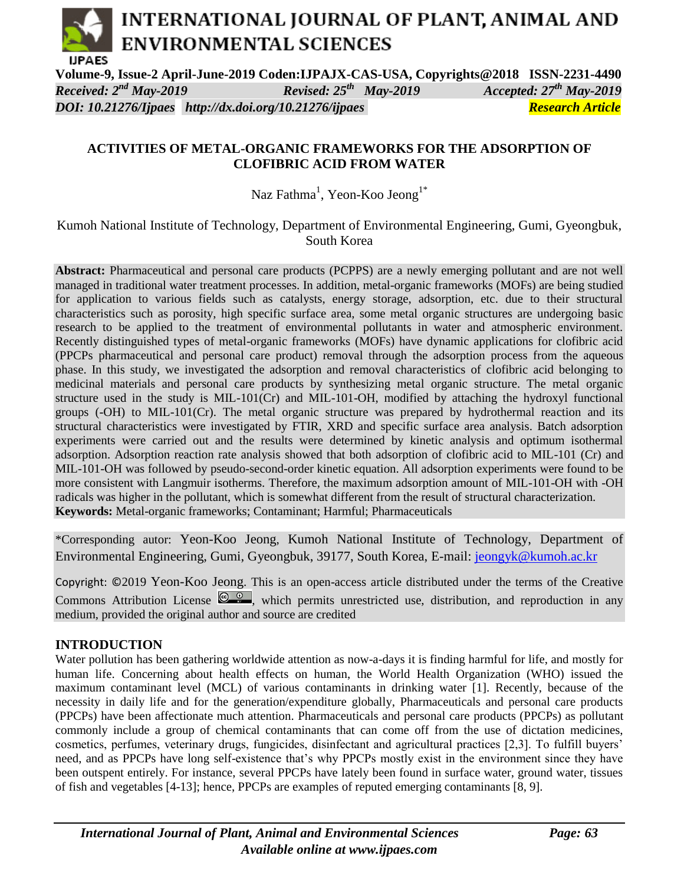**Volume-9, Issue-2 April-June-2019 Coden:IJPAJX-CAS-USA, Copyrights@2018 ISSN-2231-4490**

*Received: 2nd May-2019* *Revised: 25th May-2019* *Accepted: 27th May-2019*

*DOI: 10.21276/Ijpaes http://dx.doi.org/10.21276/ijpaes* ***Research Article***

# ACTIVITIES OF METAL-ORGANIC FRAMEWORKS FOR THE ADSORPTION OF CLOFIBRIC ACID FROM WATER

Naz Fathma[1], Yeon-Koo Jeong[1*]

Kumoh National Institute of Technology, Department of Environmental Engineering, Gumi, Gyeongbuk, South Korea

**Abstract:** Pharmaceutical and personal care products (PCPPS) are a newly emerging pollutant and are not well managed in traditional water treatment processes. In addition, metal-organic frameworks (MOFs) are being studied for application to various fields such as catalysts, energy storage, adsorption, etc. due to their structural characteristics such as porosity, high specific surface area, some metal organic structures are undergoing basic research to be applied to the treatment of environmental pollutants in water and atmospheric environment. Recently distinguished types of metal-organic frameworks (MOFs) have dynamic applications for clofibric acid (PPCPs pharmaceutical and personal care product) removal through the adsorption process from the aqueous phase. In this study, we investigated the adsorption and removal characteristics of clofibric acid belonging to medicinal materials and personal care products by synthesizing metal organic structure. The metal organic structure used in the study is MIL-101(Cr) and MIL-101-OH, modified by attaching the hydroxyl functional groups (-OH) to MIL-101(Cr). The metal organic structure was prepared by hydrothermal reaction and its structural characteristics were investigated by FTIR, XRD and specific surface area analysis. Batch adsorption experiments were carried out and the results were determined by kinetic analysis and optimum isothermal adsorption. Adsorption reaction rate analysis showed that both adsorption of clofibric acid to MIL-101 (Cr) and MIL-101-OH was followed by pseudo-second-order kinetic equation. All adsorption experiments were found to be more consistent with Langmuir isotherms. Therefore, the maximum adsorption amount of MIL-101-OH with -OH radicals was higher in the pollutant, which is somewhat different from the result of structural characterization.

**Keywords:** Metal-organic frameworks; Contaminant; Harmful; Pharmaceuticals

*Corresponding autor: Yeon-Koo Jeong, Kumoh National Institute of Technology, Department of Environmental Engineering, Gumi, Gyeongbuk, 39177, South Korea, E-mail: jeongyk@kumoh.ac.kr

Copyright: ©2019 Yeon-Koo Jeong. This is an open-access article distributed under the terms of the Creative Commons Attribution License, which permits unrestricted use, distribution, and reproduction in any medium, provided the original author and source are credited

## INTRODUCTION

Water pollution has been gathering worldwide attention as now-a-days it is finding harmful for life, and mostly for human life. Concerning about health effects on human, the World Health Organization (WHO) issued the maximum contaminant level (MCL) of various contaminants in drinking water [1]. Recently, because of the necessity in daily life and for the generation/expenditure globally, Pharmaceuticals and personal care products (PPCPs) have been affectionate much attention. Pharmaceuticals and personal care products (PPCPs) as pollutant commonly include a group of chemical contaminants that can come off from the use of dictation medicines, cosmetics, perfumes, veterinary drugs, fungicides, disinfectant and agricultural practices [2,3]. To fulfill buyers' need, and as PPCPs have long self-existence that's why PPCPs mostly exist in the environment since they have been outspent entirely. For instance, several PPCPs have lately been found in surface water, ground water, tissues of fish and vegetables [4-13]; hence, PPCPs are examples of reputed emerging contaminants [8, 9].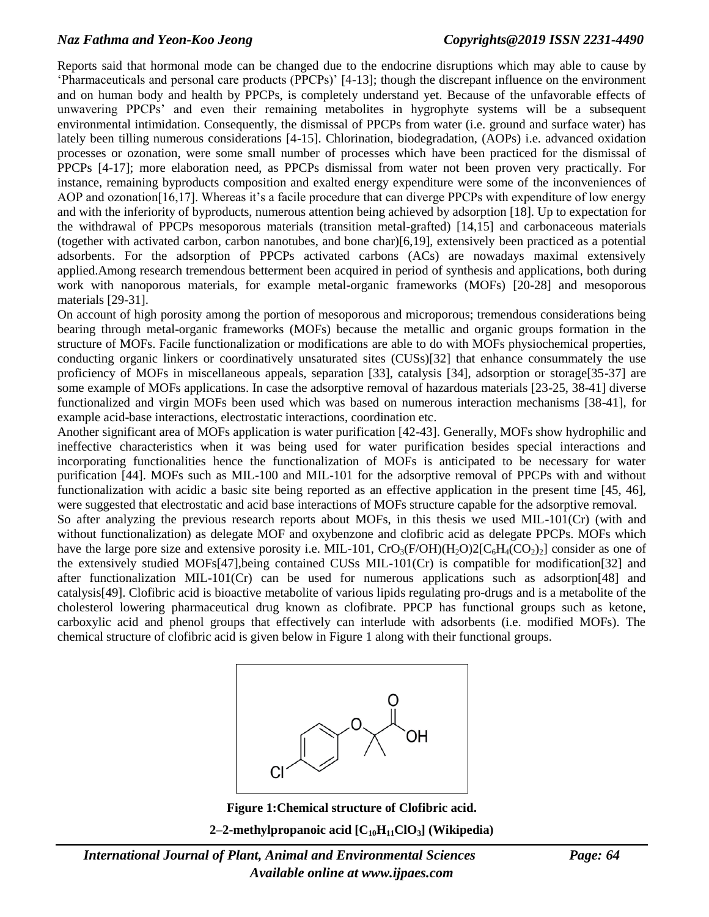Reports said that hormonal mode can be changed due to the endocrine disruptions which may able to cause by 'Pharmaceuticals and personal care products (PPCPs)' [4-13]; though the discrepant influence on the environment and on human body and health by PPCPs, is completely understand yet. Because of the unfavorable effects of unwavering PPCPs' and even their remaining metabolites in hygrophyte systems will be a subsequent environmental intimidation. Consequently, the dismissal of PPCPs from water (i.e. ground and surface water) has lately been tilling numerous considerations [4-15]. Chlorination, biodegradation, (AOPs) i.e. advanced oxidation processes or ozonation, were some small number of processes which have been practiced for the dismissal of PPCPs [4-17]; more elaboration need, as PPCPs dismissal from water not been proven very practically. For instance, remaining byproducts composition and exalted energy expenditure were some of the inconveniences of AOP and ozonation[16,17]. Whereas it's a facile procedure that can diverge PPCPs with expenditure of low energy and with the inferiority of byproducts, numerous attention being achieved by adsorption [18]. Up to expectation for the withdrawal of PPCPs mesoporous materials (transition metal-grafted) [14,15] and carbonaceous materials (together with activated carbon, carbon nanotubes, and bone char)[6,19], extensively been practiced as a potential adsorbents. For the adsorption of PPCPs activated carbons (ACs) are nowadays maximal extensively applied.Among research tremendous betterment been acquired in period of synthesis and applications, both during work with nanoporous materials, for example metal-organic frameworks (MOFs) [20-28] and mesoporous materials [29-31].

On account of high porosity among the portion of mesoporous and microporous; tremendous considerations being bearing through metal-organic frameworks (MOFs) because the metallic and organic groups formation in the structure of MOFs. Facile functionalization or modifications are able to do with MOFs physiochemical properties, conducting organic linkers or coordinatively unsaturated sites (CUSs)[32] that enhance consummately the use proficiency of MOFs in miscellaneous appeals, separation [33], catalysis [34], adsorption or storage[35-37] are some example of MOFs applications. In case the adsorptive removal of hazardous materials [23-25, 38-41] diverse functionalized and virgin MOFs been used which was based on numerous interaction mechanisms [38-41], for example acid-base interactions, electrostatic interactions, coordination etc.

Another significant area of MOFs application is water purification [42-43]. Generally, MOFs show hydrophilic and ineffective characteristics when it was being used for water purification besides special interactions and incorporating functionalities hence the functionalization of MOFs is anticipated to be necessary for water purification [44]. MOFs such as MIL-100 and MIL-101 for the adsorptive removal of PPCPs with and without functionalization with acidic a basic site being reported as an effective application in the present time [45, 46], were suggested that electrostatic and acid base interactions of MOFs structure capable for the adsorptive removal.

So after analyzing the previous research reports about MOFs, in this thesis we used MIL-101(Cr) (with and without functionalization) as delegate MOF and oxybenzone and clofibric acid as delegate PPCPs. MOFs which have the large pore size and extensive porosity i.e. MIL-101, $CrO_3(F/OH)(H_2O)2[C_6H_4(CO_2)_2]$ consider as one of the extensively studied MOFs[47],being contained CUSs MIL-101(Cr) is compatible for modification[32] and after functionalization MIL-101(Cr) can be used for numerous applications such as adsorption[48] and catalysis[49]. Clofibric acid is bioactive metabolite of various lipids regulating pro-drugs and is a metabolite of the cholesterol lowering pharmaceutical drug known as clofibrate. PPCP has functional groups such as ketone, carboxylic acid and phenol groups that effectively can interlude with adsorbents (i.e. modified MOFs). The chemical structure of clofibric acid is given below in Figure 1 along with their functional groups.

**Figure 1:Chemical structure of Clofibric acid.**

**2–2-methylpropanoic acid [$C_{10}H_{11}ClO_3$] (Wikipedia)**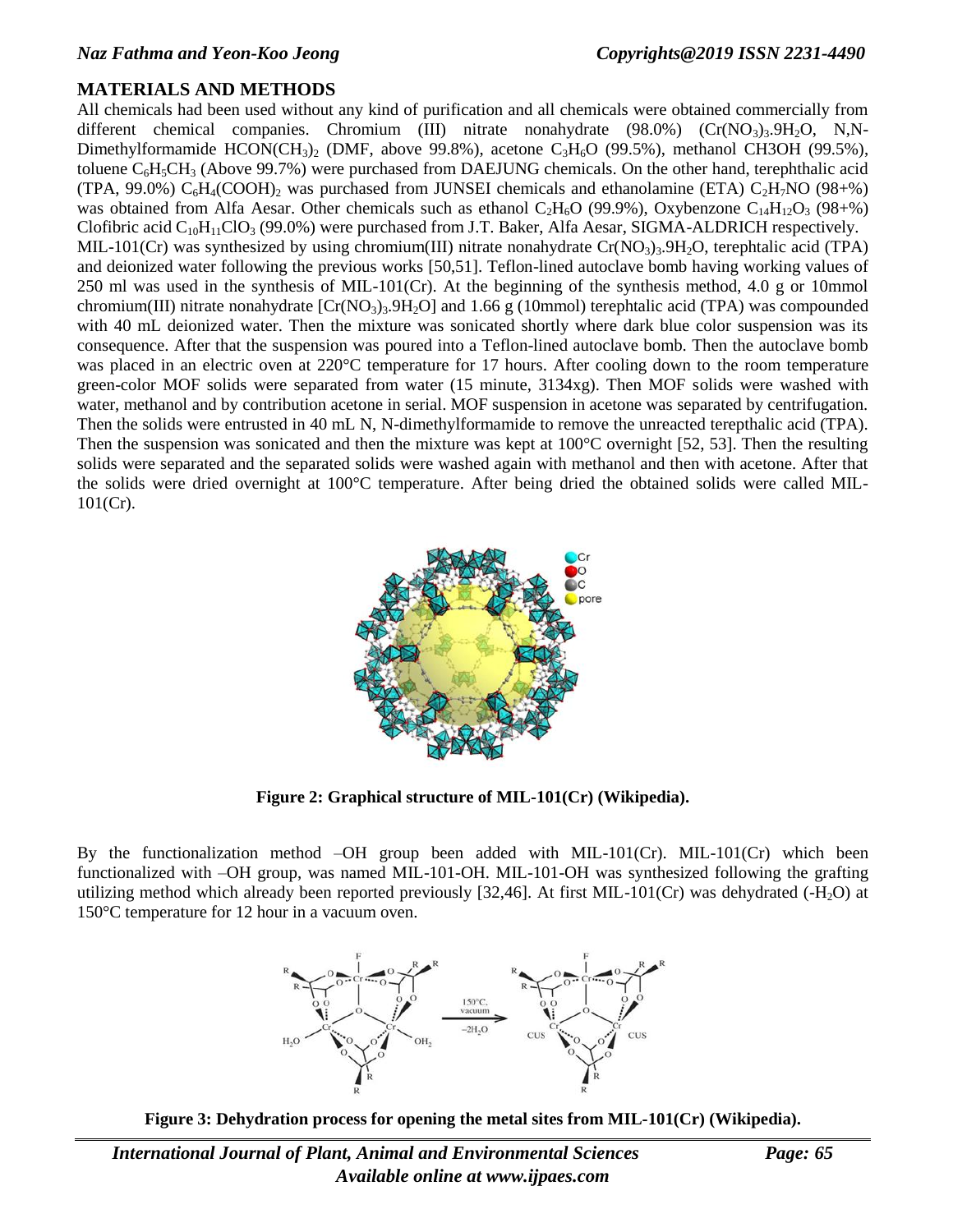## MATERIALS AND METHODS

All chemicals had been used without any kind of purification and all chemicals were obtained commercially from different chemical companies. Chromium (III) nitrate nonahydrate (98.0%) ($Cr(NO_3)_3.9H_2O$, N,N-Dimethylformamide $HCON(CH_3)_2$ (DMF, above 99.8%), acetone $C_3H_6O$ (99.5%), methanol CH3OH (99.5%), toluene $C_6H_5CH_3$ (Above 99.7%) were purchased from DAEJUNG chemicals. On the other hand, terephthalic acid (TPA, 99.0%) $C_6H_4(COOH)_2$ was purchased from JUNSEI chemicals and ethanolamine (ETA) $C_2H_7NO$ (98+%) was obtained from Alfa Aesar. Other chemicals such as ethanol $C_2H_6O$ (99.9%), Oxybenzone $C_{14}H_{12}O_3$ (98+%) Clofibric acid $C_{10}H_{11}ClO_3$ (99.0%) were purchased from J.T. Baker, Alfa Aesar, SIGMA-ALDRICH respectively.

MIL-101(Cr) was synthesized by using chromium(III) nitrate nonahydrate $Cr(NO_3)_3.9H_2O$, terephtalic acid (TPA) and deionized water following the previous works [50,51]. Teflon-lined autoclave bomb having working values of 250 ml was used in the synthesis of MIL-101(Cr). At the beginning of the synthesis method, 4.0 g or 10mmol chromium(III) nitrate nonahydrate [$Cr(NO_3)_3.9H_2O$] and 1.66 g (10mmol) terephtalic acid (TPA) was compounded with 40 mL deionized water. Then the mixture was sonicated shortly where dark blue color suspension was its consequence. After that the suspension was poured into a Teflon-lined autoclave bomb. Then the autoclave bomb was placed in an electric oven at 220°C temperature for 17 hours. After cooling down to the room temperature green-color MOF solids were separated from water (15 minute, 3134xg). Then MOF solids were washed with water, methanol and by contribution acetone in serial. MOF suspension in acetone was separated by centrifugation. Then the solids were entrusted in 40 mL N, N-dimethylformamide to remove the unreacted terepthalic acid (TPA). Then the suspension was sonicated and then the mixture was kept at 100°C overnight [52, 53]. Then the resulting solids were separated and the separated solids were washed again with methanol and then with acetone. After that the solids were dried overnight at 100°C temperature. After being dried the obtained solids were called MIL-101(Cr).

**Figure 2: Graphical structure of MIL-101(Cr) (Wikipedia).**

By the functionalization method –OH group been added with MIL-101(Cr). MIL-101(Cr) which been functionalized with –OH group, was named MIL-101-OH. MIL-101-OH was synthesized following the grafting utilizing method which already been reported previously [32,46]. At first MIL-101(Cr) was dehydrated (-$H_2O$) at 150°C temperature for 12 hour in a vacuum oven.

**Figure 3: Dehydration process for opening the metal sites from MIL-101(Cr) (Wikipedia).**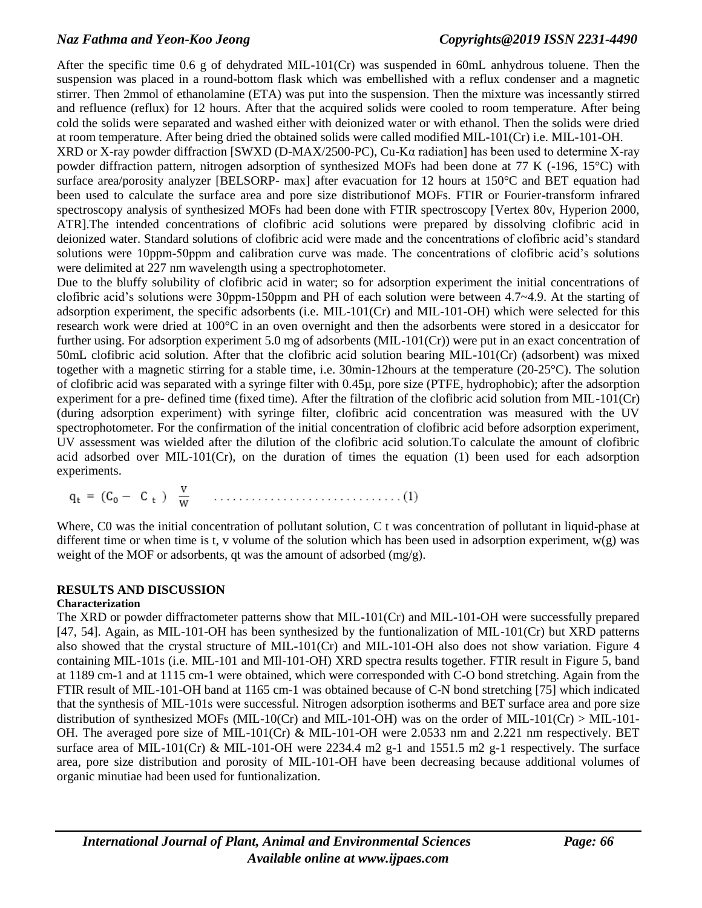After the specific time 0.6 g of dehydrated MIL-101(Cr) was suspended in 60mL anhydrous toluene. Then the suspension was placed in a round-bottom flask which was embellished with a reflux condenser and a magnetic stirrer. Then 2mmol of ethanolamine (ETA) was put into the suspension. Then the mixture was incessantly stirred and refluence (reflux) for 12 hours. After that the acquired solids were cooled to room temperature. After being cold the solids were separated and washed either with deionized water or with ethanol. Then the solids were dried at room temperature. After being dried the obtained solids were called modified MIL-101(Cr) i.e. MIL-101-OH.

XRD or X-ray powder diffraction [SWXD (D-MAX/2500-PC), Cu-Kα radiation] has been used to determine X-ray powder diffraction pattern, nitrogen adsorption of synthesized MOFs had been done at 77 K (-196, 15°C) with surface area/porosity analyzer [BELSORP- max] after evacuation for 12 hours at 150°C and BET equation had been used to calculate the surface area and pore size distributionof MOFs. FTIR or Fourier-transform infrared spectroscopy analysis of synthesized MOFs had been done with FTIR spectroscopy [Vertex 80v, Hyperion 2000, ATR].The intended concentrations of clofibric acid solutions were prepared by dissolving clofibric acid in deionized water. Standard solutions of clofibric acid were made and the concentrations of clofibric acid's standard solutions were 10ppm-50ppm and calibration curve was made. The concentrations of clofibric acid's solutions were delimited at 227 nm wavelength using a spectrophotometer.

Due to the bluffy solubility of clofibric acid in water; so for adsorption experiment the initial concentrations of clofibric acid's solutions were 30ppm-150ppm and PH of each solution were between 4.7~4.9. At the starting of adsorption experiment, the specific adsorbents (i.e. MIL-101(Cr) and MIL-101-OH) which were selected for this research work were dried at 100°C in an oven overnight and then the adsorbents were stored in a desiccator for further using. For adsorption experiment 5.0 mg of adsorbents (MIL-101(Cr)) were put in an exact concentration of 50mL clofibric acid solution. After that the clofibric acid solution bearing MIL-101(Cr) (adsorbent) was mixed together with a magnetic stirring for a stable time, i.e. 30min-12hours at the temperature (20-25°C). The solution of clofibric acid was separated with a syringe filter with 0.45µ, pore size (PTFE, hydrophobic); after the adsorption experiment for a pre- defined time (fixed time). After the filtration of the clofibric acid solution from MIL-101(Cr) (during adsorption experiment) with syringe filter, clofibric acid concentration was measured with the UV spectrophotometer. For the confirmation of the initial concentration of clofibric acid before adsorption experiment, UV assessment was wielded after the dilution of the clofibric acid solution.To calculate the amount of clofibric acid adsorbed over MIL-101(Cr), on the duration of times the equation (1) been used for each adsorption experiments.

$$q_t = (C_0 - C_t)\ \frac{V}{W} \quad \dots\dots\dots\dots\dots\dots\dots\dots (1)$$

Where, C0 was the initial concentration of pollutant solution, C t was concentration of pollutant in liquid-phase at different time or when time is t, v volume of the solution which has been used in adsorption experiment, w(g) was weight of the MOF or adsorbents, qt was the amount of adsorbed (mg/g).

## RESULTS AND DISCUSSION

### Characterization

The XRD or powder diffractometer patterns show that MIL-101(Cr) and MIL-101-OH were successfully prepared [47, 54]. Again, as MIL-101-OH has been synthesized by the funtionalization of MIL-101(Cr) but XRD patterns also showed that the crystal structure of MIL-101(Cr) and MIL-101-OH also does not show variation. Figure 4 containing MIL-101s (i.e. MIL-101 and MIl-101-OH) XRD spectra results together. FTIR result in Figure 5, band at 1189 cm-1 and at 1115 cm-1 were obtained, which were corresponded with C-O bond stretching. Again from the FTIR result of MIL-101-OH band at 1165 cm-1 was obtained because of C-N bond stretching [75] which indicated that the synthesis of MIL-101s were successful. Nitrogen adsorption isotherms and BET surface area and pore size distribution of synthesized MOFs (MIL-10(Cr) and MIL-101-OH) was on the order of MIL-101(Cr) > MIL-101-OH. The averaged pore size of MIL-101(Cr) & MIL-101-OH were 2.0533 nm and 2.221 nm respectively. BET surface area of MIL-101(Cr) & MIL-101-OH were 2234.4 m2 g-1 and 1551.5 m2 g-1 respectively. The surface area, pore size distribution and porosity of MIL-101-OH have been decreasing because additional volumes of organic minutiae had been used for funtionalization.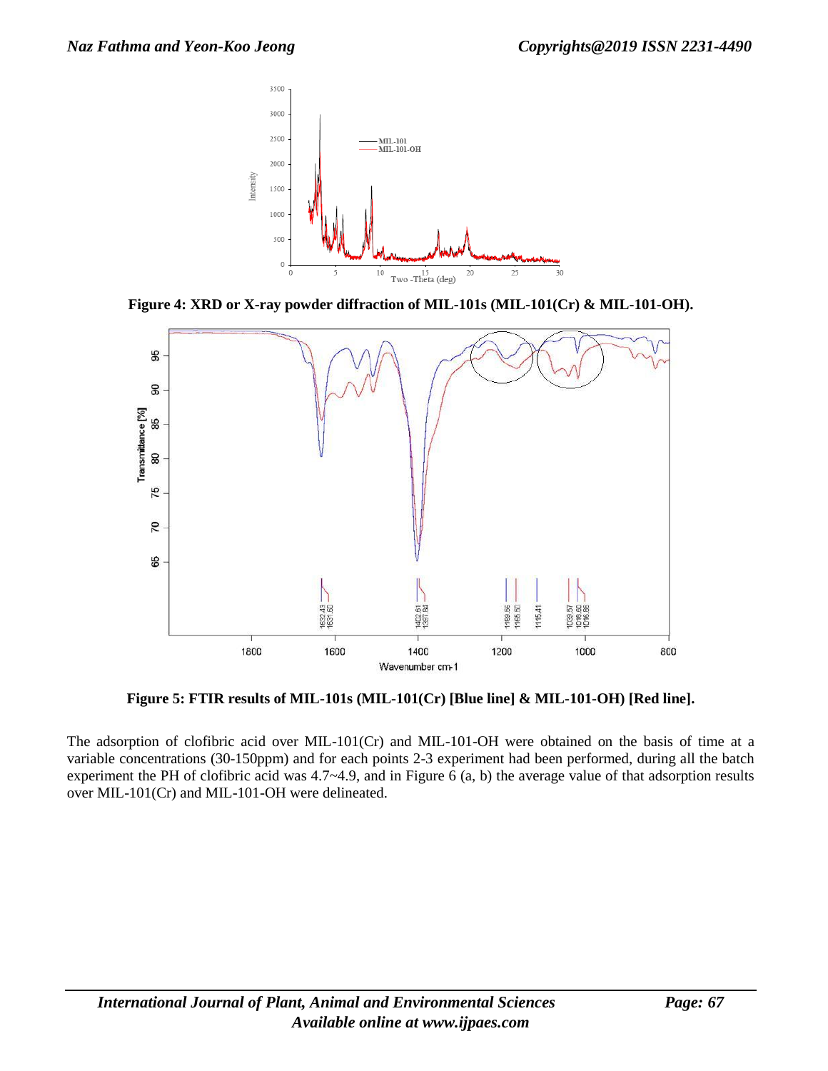**Figure 4: XRD or X-ray powder diffraction of MIL-101s (MIL-101(Cr) & MIL-101-OH).**

**Figure 5: FTIR results of MIL-101s (MIL-101(Cr) [Blue line] & MIL-101-OH) [Red line].**

The adsorption of clofibric acid over MIL-101(Cr) and MIL-101-OH were obtained on the basis of time at a variable concentrations (30-150ppm) and for each points 2-3 experiment had been performed, during all the batch experiment the PH of clofibric acid was 4.7~4.9, and in Figure 6 (a, b) the average value of that adsorption results over MIL-101(Cr) and MIL-101-OH were delineated.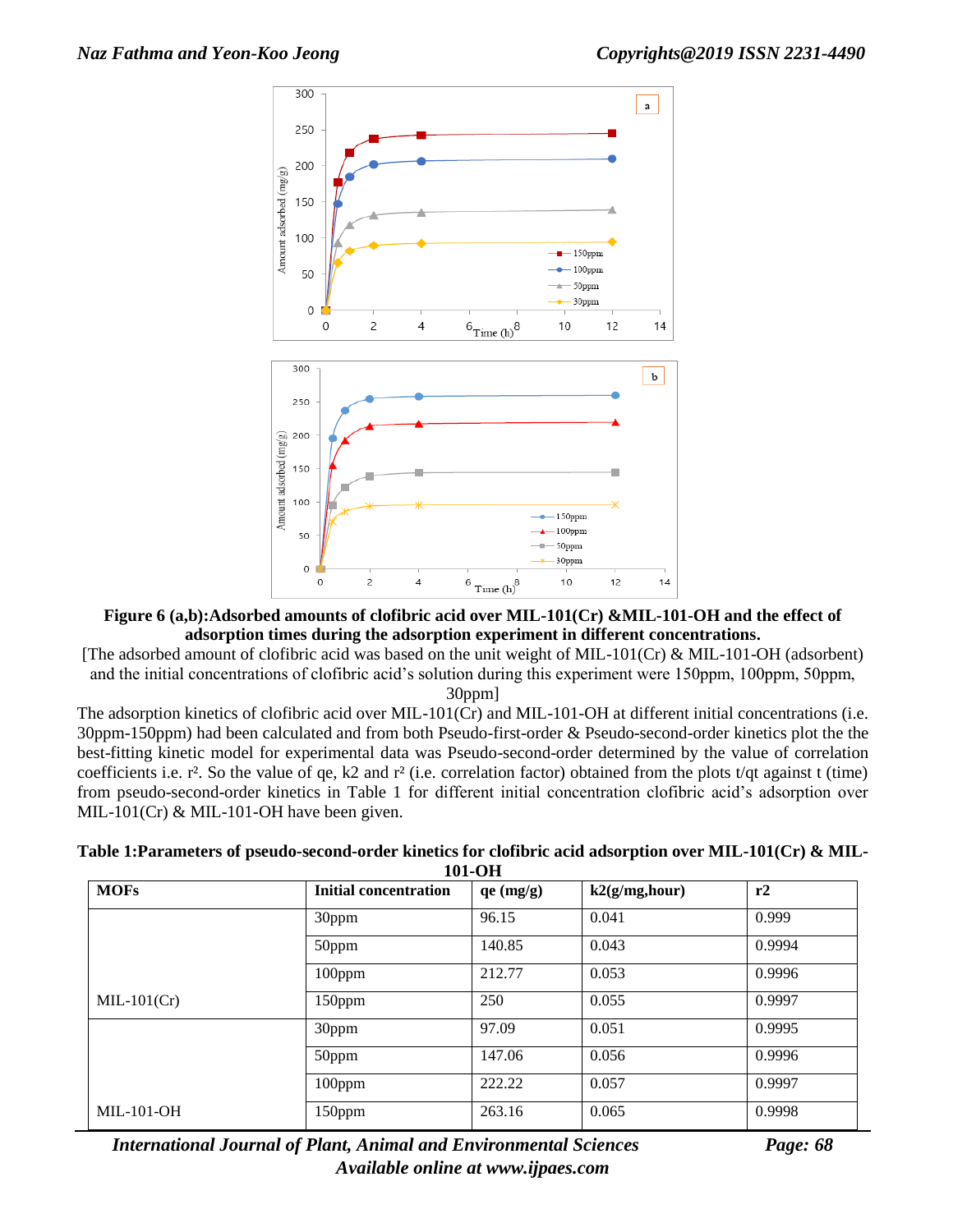**Figure 6 (a,b):Adsorbed amounts of clofibric acid over MIL-101(Cr) &MIL-101-OH and the effect of adsorption times during the adsorption experiment in different concentrations.**

[The adsorbed amount of clofibric acid was based on the unit weight of MIL-101(Cr) & MIL-101-OH (adsorbent) and the initial concentrations of clofibric acid's solution during this experiment were 150ppm, 100ppm, 50ppm, 30ppm]

The adsorption kinetics of clofibric acid over MIL-101(Cr) and MIL-101-OH at different initial concentrations (i.e. 30ppm-150ppm) had been calculated and from both Pseudo-first-order & Pseudo-second-order kinetics plot the the best-fitting kinetic model for experimental data was Pseudo-second-order determined by the value of correlation coefficients i.e. $r^2$. So the value of qe, k2 and $r^2$ (i.e. correlation factor) obtained from the plots t/qt against t (time) from pseudo-second-order kinetics in Table 1 for different initial concentration clofibric acid's adsorption over MIL-101(Cr) & MIL-101-OH have been given.

**Table 1:Parameters of pseudo-second-order kinetics for clofibric acid adsorption over MIL-101(Cr) & MIL-101-OH**

| MOFs | Initial concentration | qe (mg/g) | k2(g/mg,hour) | r2 |
|---|---|---|---|---|
| | 30ppm | 96.15 | 0.041 | 0.999 |
| | 50ppm | 140.85 | 0.043 | 0.9994 |
| | 100ppm | 212.77 | 0.053 | 0.9996 |
| MIL-101(Cr) | 150ppm | 250 | 0.055 | 0.9997 |
| | 30ppm | 97.09 | 0.051 | 0.9995 |
| | 50ppm | 147.06 | 0.056 | 0.9996 |
| | 100ppm | 222.22 | 0.057 | 0.9997 |
| MIL-101-OH | 150ppm | 263.16 | 0.065 | 0.9998 |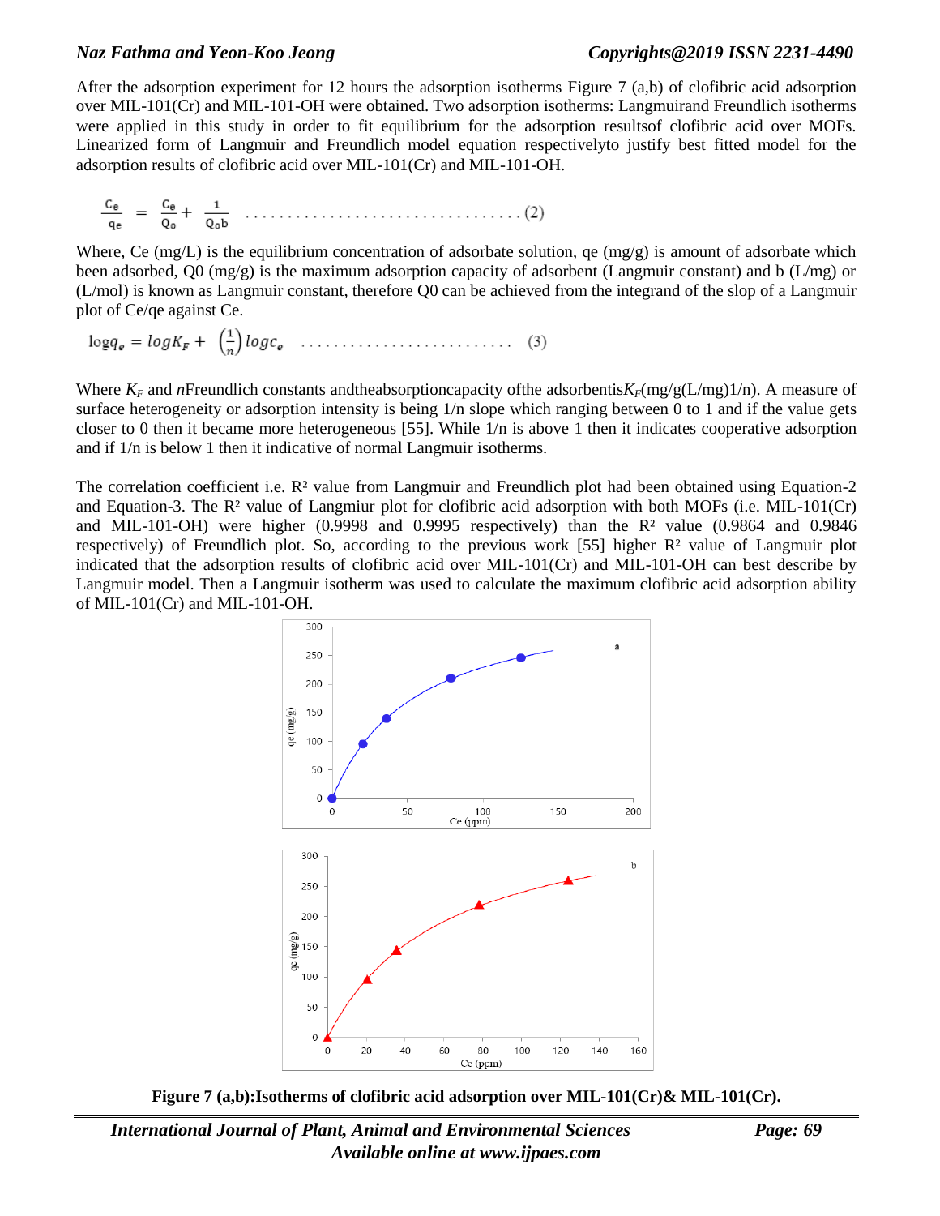After the adsorption experiment for 12 hours the adsorption isotherms Figure 7 (a,b) of clofibric acid adsorption over MIL-101(Cr) and MIL-101-OH were obtained. Two adsorption isotherms: Langmuirand Freundlich isotherms were applied in this study in order to fit equilibrium for the adsorption resultsof clofibric acid over MOFs. Linearized form of Langmuir and Freundlich model equation respectivelyto justify best fitted model for the adsorption results of clofibric acid over MIL-101(Cr) and MIL-101-OH.

$$\frac{C_e}{q_e} = \frac{C_e}{Q_0} + \frac{1}{Q_0 b} \quad \ldots\ldots\ldots\ldots\ldots\ldots\ldots\ldots\ldots\ldots\ldots (2)$$

Where, Ce (mg/L) is the equilibrium concentration of adsorbate solution, qe (mg/g) is amount of adsorbate which been adsorbed, Q0 (mg/g) is the maximum adsorption capacity of adsorbent (Langmuir constant) and b (L/mg) or (L/mol) is known as Langmuir constant, therefore Q0 can be achieved from the integrand of the slop of a Langmuir plot of Ce/qe against Ce.

$$\log q_e = \log K_F + \left(\frac{1}{n}\right) \log c_e \quad \ldots\ldots\ldots\ldots\ldots\ldots\ldots\ldots \quad (3)$$

Where $K_F$ and $n$Freundlich constants andtheabsorptioncapacity ofthe adsorbentis$K_F$(mg/g(L/mg)1/n). A measure of surface heterogeneity or adsorption intensity is being 1/n slope which ranging between 0 to 1 and if the value gets closer to 0 then it became more heterogeneous [55]. While 1/n is above 1 then it indicates cooperative adsorption and if 1/n is below 1 then it indicative of normal Langmuir isotherms.

The correlation coefficient i.e. $R^2$ value from Langmuir and Freundlich plot had been obtained using Equation-2 and Equation-3. The $R^2$ value of Langmuir plot for clofibric acid adsorption with both MOFs (i.e. MIL-101(Cr) and MIL-101-OH) were higher (0.9998 and 0.9995 respectively) than the $R^2$ value (0.9864 and 0.9846 respectively) of Freundlich plot. So, according to the previous work [55] higher $R^2$ value of Langmuir plot indicated that the adsorption results of clofibric acid over MIL-101(Cr) and MIL-101-OH can best describe by Langmuir model. Then a Langmuir isotherm was used to calculate the maximum clofibric acid adsorption ability of MIL-101(Cr) and MIL-101-OH.

**Figure 7 (a,b):Isotherms of clofibric acid adsorption over MIL-101(Cr)& MIL-101(Cr).**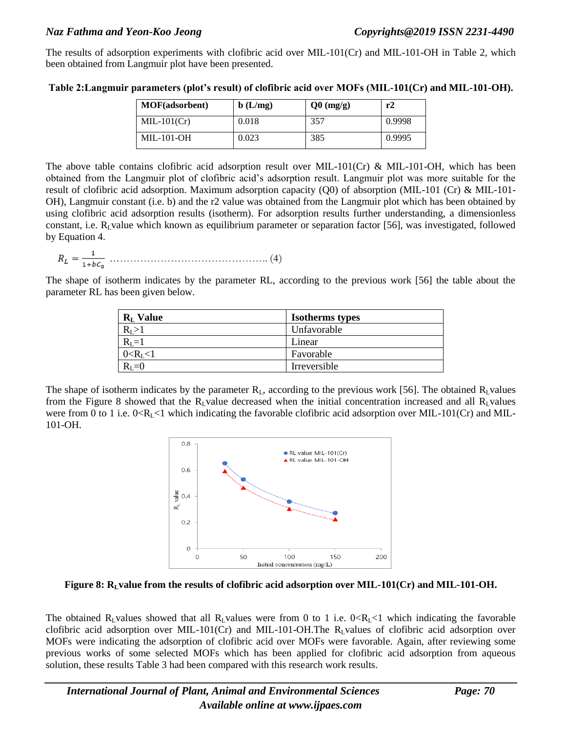The results of adsorption experiments with clofibric acid over MIL-101(Cr) and MIL-101-OH in Table 2, which been obtained from Langmuir plot have been presented.

**Table 2:Langmuir parameters (plot's result) of clofibric acid over MOFs (MIL-101(Cr) and MIL-101-OH).**

| MOF(adsorbent) | b (L/mg) | Q0 (mg/g) | r2 |
|---|---|---|---|
| MIL-101(Cr) | 0.018 | 357 | 0.9998 |
| MIL-101-OH | 0.023 | 385 | 0.9995 |

The above table contains clofibric acid adsorption result over MIL-101(Cr) & MIL-101-OH, which has been obtained from the Langmuir plot of clofibric acid's adsorption result. Langmuir plot was more suitable for the result of clofibric acid adsorption. Maximum adsorption capacity (Q0) of absorption (MIL-101 (Cr) & MIL-101-OH), Langmuir constant (i.e. b) and the r2 value was obtained from the Langmuir plot which has been obtained by using clofibric acid adsorption results (isotherm). For adsorption results further understanding, a dimensionless constant, i.e. $R_L$value which known as equilibrium parameter or separation factor [56], was investigated, followed by Equation 4.

$$R_L = \frac{1}{1+bC_0} \quad \ldots\ldots\ldots\ldots\ldots\ldots\ldots\ldots\ldots\ldots\ldots\ldots\ldots\ldots. (4)$$

The shape of isotherm indicates by the parameter RL, according to the previous work [56] the table about the parameter RL has been given below.

| $R_L$ Value | Isotherms types |
|---|---|
| $R_L>1$ | Unfavorable |
| $R_L=1$ | Linear |
| $0<R_L<1$ | Favorable |
| $R_L=0$ | Irreversible |

The shape of isotherm indicates by the parameter $R_L$, according to the previous work [56]. The obtained $R_L$values from the Figure 8 showed that the $R_L$value decreased when the initial concentration increased and all $R_L$values were from 0 to 1 i.e. $0<R_L<1$ which indicating the favorable clofibric acid adsorption over MIL-101(Cr) and MIL-101-OH.

**Figure 8: $R_L$value from the results of clofibric acid adsorption over MIL-101(Cr) and MIL-101-OH.**

The obtained $R_L$values showed that all $R_L$values were from 0 to 1 i.e. $0<R_L<1$ which indicating the favorable clofibric acid adsorption over MIL-101(Cr) and MIL-101-OH.The $R_L$values of clofibric acid adsorption over MOFs were indicating the adsorption of clofibric acid over MOFs were favorable. Again, after reviewing some previous works of some selected MOFs which has been applied for clofibric acid adsorption from aqueous solution, these results Table 3 had been compared with this research work results.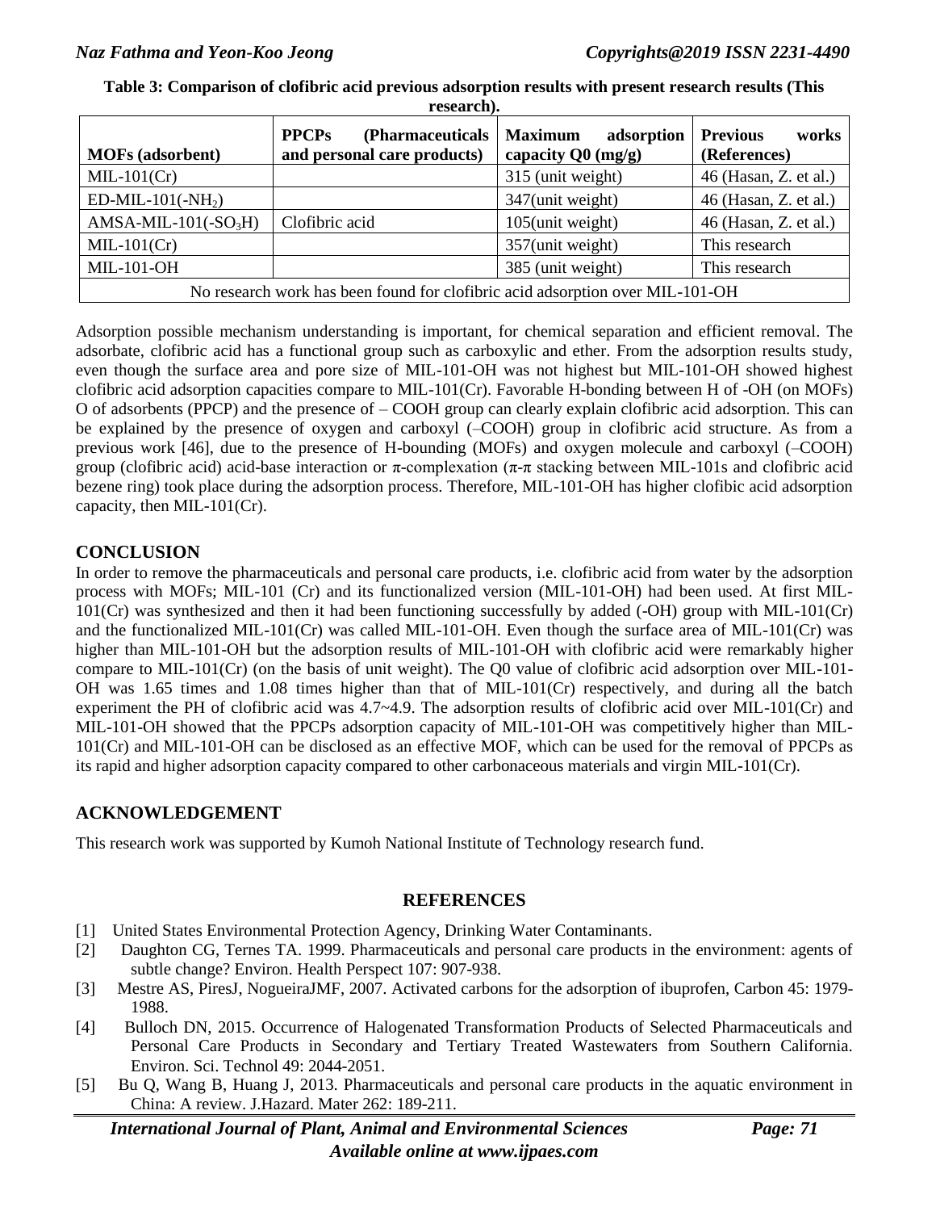**Table 3: Comparison of clofibric acid previous adsorption results with present research results (This research).**

| MOFs (adsorbent) | PPCPs (Pharmaceuticals and personal care products) | Maximum adsorption capacity Q0 (mg/g) | Previous works (References) |
|---|---|---|---|
| MIL-101(Cr) | | 315 (unit weight) | 46 (Hasan, Z. et al.) |
| ED-MIL-101(-$NH_2$) | | 347(unit weight) | 46 (Hasan, Z. et al.) |
| AMSA-MIL-101(-$SO_3H$) | Clofibric acid | 105(unit weight) | 46 (Hasan, Z. et al.) |
| MIL-101(Cr) | | 357(unit weight) | This research |
| MIL-101-OH | | 385 (unit weight) | This research |
| No research work has been found for clofibric acid adsorption over MIL-101-OH | | | |

Adsorption possible mechanism understanding is important, for chemical separation and efficient removal. The adsorbate, clofibric acid has a functional group such as carboxylic and ether. From the adsorption results study, even though the surface area and pore size of MIL-101-OH was not highest but MIL-101-OH showed highest clofibric acid adsorption capacities compare to MIL-101(Cr). Favorable H-bonding between H of -OH (on MOFs) O of adsorbents (PPCP) and the presence of – COOH group can clearly explain clofibric acid adsorption. This can be explained by the presence of oxygen and carboxyl (–COOH) group in clofibric acid structure. As from a previous work [46], due to the presence of H-bounding (MOFs) and oxygen molecule and carboxyl (–COOH) group (clofibric acid) acid-base interaction or π-complexation (π-π stacking between MIL-101s and clofibric acid bezene ring) took place during the adsorption process. Therefore, MIL-101-OH has higher clofibic acid adsorption capacity, then MIL-101(Cr).

## CONCLUSION

In order to remove the pharmaceuticals and personal care products, i.e. clofibric acid from water by the adsorption process with MOFs; MIL-101 (Cr) and its functionalized version (MIL-101-OH) had been used. At first MIL-101(Cr) was synthesized and then it had been functioning successfully by added (-OH) group with MIL-101(Cr) and the functionalized MIL-101(Cr) was called MIL-101-OH. Even though the surface area of MIL-101(Cr) was higher than MIL-101-OH but the adsorption results of MIL-101-OH with clofibric acid were remarkably higher compare to MIL-101(Cr) (on the basis of unit weight). The Q0 value of clofibric acid adsorption over MIL-101-OH was 1.65 times and 1.08 times higher than that of MIL-101(Cr) respectively, and during all the batch experiment the PH of clofibric acid was 4.7~4.9. The adsorption results of clofibric acid over MIL-101(Cr) and MIL-101-OH showed that the PPCPs adsorption capacity of MIL-101-OH was competitively higher than MIL-101(Cr) and MIL-101-OH can be disclosed as an effective MOF, which can be used for the removal of PPCPs as its rapid and higher adsorption capacity compared to other carbonaceous materials and virgin MIL-101(Cr).

## ACKNOWLEDGEMENT

This research work was supported by Kumoh National Institute of Technology research fund.

## REFERENCES

[1] United States Environmental Protection Agency, Drinking Water Contaminants.

[2] Daughton CG, Ternes TA. 1999. Pharmaceuticals and personal care products in the environment: agents of subtle change? Environ. Health Perspect 107: 907-938.

[3] Mestre AS, PiresJ, NogueiraJMF, 2007. Activated carbons for the adsorption of ibuprofen, Carbon 45: 1979-1988.

[4] Bulloch DN, 2015. Occurrence of Halogenated Transformation Products of Selected Pharmaceuticals and Personal Care Products in Secondary and Tertiary Treated Wastewaters from Southern California. Environ. Sci. Technol 49: 2044-2051.

[5] Bu Q, Wang B, Huang J, 2013. Pharmaceuticals and personal care products in the aquatic environment in China: A review. J.Hazard. Mater 262: 189-211.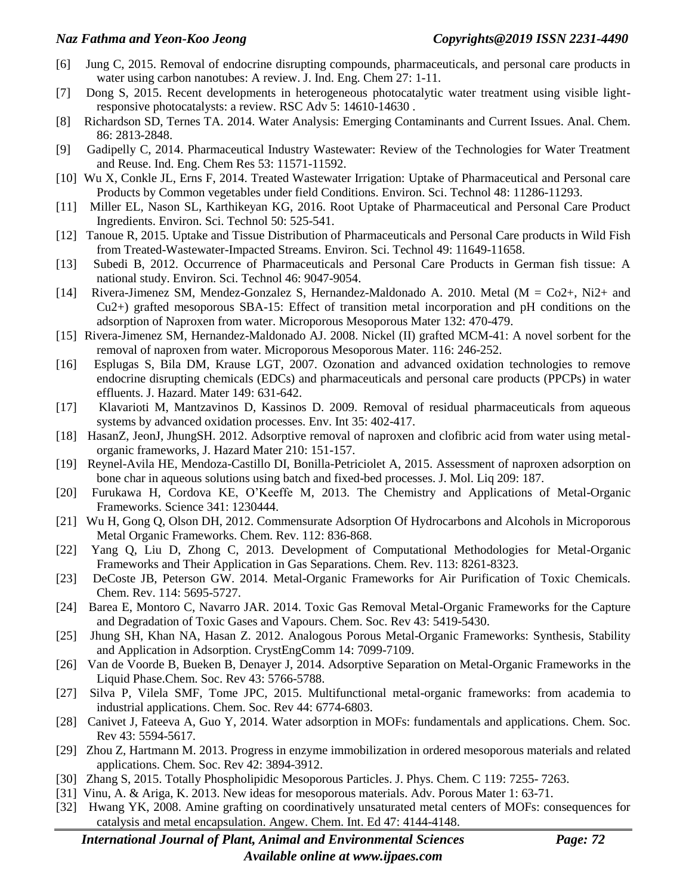[6] Jung C, 2015. Removal of endocrine disrupting compounds, pharmaceuticals, and personal care products in water using carbon nanotubes: A review. J. Ind. Eng. Chem 27: 1-11.

[7] Dong S, 2015. Recent developments in heterogeneous photocatalytic water treatment using visible light-responsive photocatalysts: a review. RSC Adv 5: 14610-14630 .

[8] Richardson SD, Ternes TA. 2014. Water Analysis: Emerging Contaminants and Current Issues. Anal. Chem. 86: 2813-2848.

[9] Gadipelly C, 2014. Pharmaceutical Industry Wastewater: Review of the Technologies for Water Treatment and Reuse. Ind. Eng. Chem Res 53: 11571-11592.

[10] Wu X, Conkle JL, Erns F, 2014. Treated Wastewater Irrigation: Uptake of Pharmaceutical and Personal care Products by Common vegetables under field Conditions. Environ. Sci. Technol 48: 11286-11293.

[11] Miller EL, Nason SL, Karthikeyan KG, 2016. Root Uptake of Pharmaceutical and Personal Care Product Ingredients. Environ. Sci. Technol 50: 525-541.

[12] Tanoue R, 2015. Uptake and Tissue Distribution of Pharmaceuticals and Personal Care products in Wild Fish from Treated-Wastewater-Impacted Streams. Environ. Sci. Technol 49: 11649-11658.

[13] Subedi B, 2012. Occurrence of Pharmaceuticals and Personal Care Products in German fish tissue: A national study. Environ. Sci. Technol 46: 9047-9054.

[14] Rivera-Jimenez SM, Mendez-Gonzalez S, Hernandez-Maldonado A. 2010. Metal (M = $Co^{2+}$, $Ni^{2+}$ and $Cu^{2+}$) grafted mesoporous SBA-15: Effect of transition metal incorporation and pH conditions on the adsorption of Naproxen from water. Microporous Mesoporous Mater 132: 470-479.

[15] Rivera-Jimenez SM, Hernandez-Maldonado AJ. 2008. Nickel (II) grafted MCM-41: A novel sorbent for the removal of naproxen from water. Microporous Mesoporous Mater. 116: 246-252.

[16] Esplugas S, Bila DM, Krause LGT, 2007. Ozonation and advanced oxidation technologies to remove endocrine disrupting chemicals (EDCs) and pharmaceuticals and personal care products (PPCPs) in water effluents. J. Hazard. Mater 149: 631-642.

[17] Klavarioti M, Mantzavinos D, Kassinos D. 2009. Removal of residual pharmaceuticals from aqueous systems by advanced oxidation processes. Env. Int 35: 402-417.

[18] HasanZ, JeonJ, JhungSH. 2012. Adsorptive removal of naproxen and clofibric acid from water using metal-organic frameworks, J. Hazard Mater 210: 151-157.

[19] Reynel-Avila HE, Mendoza-Castillo DI, Bonilla-Petriciolet A, 2015. Assessment of naproxen adsorption on bone char in aqueous solutions using batch and fixed-bed processes. J. Mol. Liq 209: 187.

[20] Furukawa H, Cordova KE, O'Keeffe M, 2013. The Chemistry and Applications of Metal-Organic Frameworks. Science 341: 1230444.

[21] Wu H, Gong Q, Olson DH, 2012. Commensurate Adsorption Of Hydrocarbons and Alcohols in Microporous Metal Organic Frameworks. Chem. Rev. 112: 836-868.

[22] Yang Q, Liu D, Zhong C, 2013. Development of Computational Methodologies for Metal-Organic Frameworks and Their Application in Gas Separations. Chem. Rev. 113: 8261-8323.

[23] DeCoste JB, Peterson GW. 2014. Metal-Organic Frameworks for Air Purification of Toxic Chemicals. Chem. Rev. 114: 5695-5727.

[24] Barea E, Montoro C, Navarro JAR. 2014. Toxic Gas Removal Metal-Organic Frameworks for the Capture and Degradation of Toxic Gases and Vapours. Chem. Soc. Rev 43: 5419-5430.

[25] Jhung SH, Khan NA, Hasan Z. 2012. Analogous Porous Metal-Organic Frameworks: Synthesis, Stability and Application in Adsorption. CrystEngComm 14: 7099-7109.

[26] Van de Voorde B, Bueken B, Denayer J, 2014. Adsorptive Separation on Metal-Organic Frameworks in the Liquid Phase.Chem. Soc. Rev 43: 5766-5788.

[27] Silva P, Vilela SMF, Tome JPC, 2015. Multifunctional metal-organic frameworks: from academia to industrial applications. Chem. Soc. Rev 44: 6774-6803.

[28] Canivet J, Fateeva A, Guo Y, 2014. Water adsorption in MOFs: fundamentals and applications. Chem. Soc. Rev 43: 5594-5617.

[29] Zhou Z, Hartmann M. 2013. Progress in enzyme immobilization in ordered mesoporous materials and related applications. Chem. Soc. Rev 42: 3894-3912.

[30] Zhang S, 2015. Totally Phospholipidic Mesoporous Particles. J. Phys. Chem. C 119: 7255- 7263.

[31] Vinu, A. & Ariga, K. 2013. New ideas for mesoporous materials. Adv. Porous Mater 1: 63-71.

[32] Hwang YK, 2008. Amine grafting on coordinatively unsaturated metal centers of MOFs: consequences for catalysis and metal encapsulation. Angew. Chem. Int. Ed 47: 4144-4148.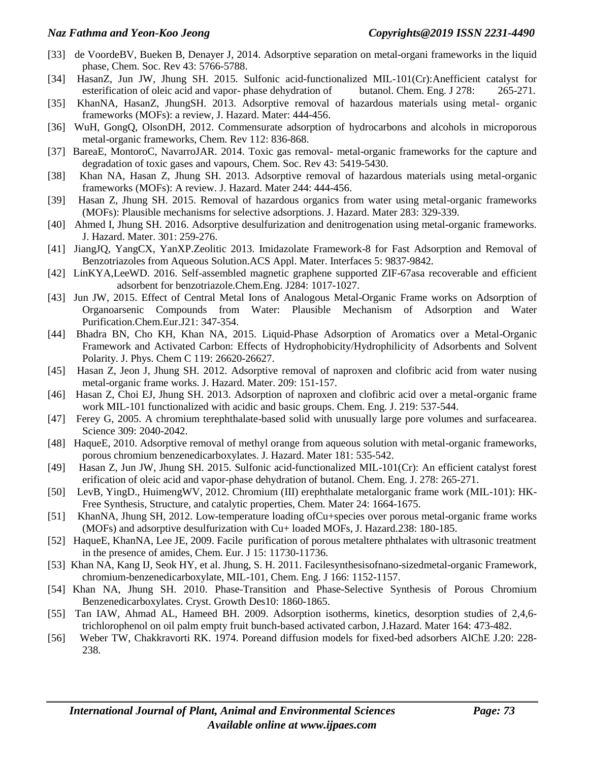[33] de VoordeBV, Bueken B, Denayer J, 2014. Adsorptive separation on metal-organi frameworks in the liquid phase, Chem. Soc. Rev 43: 5766-5788.

[34] HasanZ, Jun JW, Jhung SH. 2015. Sulfonic acid-functionalized MIL-101(Cr):Anefficient catalyst for esterification of oleic acid and vapor- phase dehydration of butanol. Chem. Eng. J 278: 265-271.

[35] KhanNA, HasanZ, JhungSH. 2013. Adsorptive removal of hazardous materials using metal- organic frameworks (MOFs): a review, J. Hazard. Mater: 444-456.

[36] WuH, GongQ, OlsonDH, 2012. Commensurate adsorption of hydrocarbons and alcohols in microporous metal-organic frameworks, Chem. Rev 112: 836-868.

[37] BareaE, MontoroC, NavarroJAR. 2014. Toxic gas removal- metal-organic frameworks for the capture and degradation of toxic gases and vapours, Chem. Soc. Rev 43: 5419-5430.

[38] Khan NA, Hasan Z, Jhung SH. 2013. Adsorptive removal of hazardous materials using metal-organic frameworks (MOFs): A review. J. Hazard. Mater 244: 444-456.

[39] Hasan Z, Jhung SH. 2015. Removal of hazardous organics from water using metal-organic frameworks (MOFs): Plausible mechanisms for selective adsorptions. J. Hazard. Mater 283: 329-339.

[40] Ahmed I, Jhung SH. 2016. Adsorptive desulfurization and denitrogenation using metal-organic frameworks. J. Hazard. Mater. 301: 259-276.

[41] JiangJQ, YangCX, YanXP.Zeolitic 2013. Imidazolate Framework-8 for Fast Adsorption and Removal of Benzotriazoles from Aqueous Solution.ACS Appl. Mater. Interfaces 5: 9837-9842.

[42] LinKYA,LeeWD. 2016. Self-assembled magnetic graphene supported ZIF-67asa recoverable and efficient adsorbent for benzotriazole.Chem.Eng. J284: 1017-1027.

[43] Jun JW, 2015. Effect of Central Metal Ions of Analogous Metal-Organic Frame works on Adsorption of Organoarsenic Compounds from Water: Plausible Mechanism of Adsorption and Water Purification.Chem.Eur.J21: 347-354.

[44] Bhadra BN, Cho KH, Khan NA, 2015. Liquid-Phase Adsorption of Aromatics over a Metal-Organic Framework and Activated Carbon: Effects of Hydrophobicity/Hydrophilicity of Adsorbents and Solvent Polarity. J. Phys. Chem C 119: 26620-26627.

[45] Hasan Z, Jeon J, Jhung SH. 2012. Adsorptive removal of naproxen and clofibric acid from water nusing metal-organic frame works. J. Hazard. Mater. 209: 151-157.

[46] Hasan Z, Choi EJ, Jhung SH. 2013. Adsorption of naproxen and clofibric acid over a metal-organic frame work MIL-101 functionalized with acidic and basic groups. Chem. Eng. J. 219: 537-544.

[47] Ferey G, 2005. A chromium terephthalate-based solid with unusually large pore volumes and surfacearea. Science 309: 2040-2042.

[48] HaqueE, 2010. Adsorptive removal of methyl orange from aqueous solution with metal-organic frameworks, porous chromium benzenedicarboxylates. J. Hazard. Mater 181: 535-542.

[49] Hasan Z, Jun JW, Jhung SH. 2015. Sulfonic acid-functionalized MIL-101(Cr): An efficient catalyst forest erification of oleic acid and vapor-phase dehydration of butanol. Chem. Eng. J. 278: 265-271.

[50] LevB, YingD., HuimengWV, 2012. Chromium (III) erephthalate metalorganic frame work (MIL-101): HK-Free Synthesis, Structure, and catalytic properties, Chem. Mater 24: 1664-1675.

[51] KhanNA, Jhung SH, 2012. Low-temperature loading ofCu+species over porous metal-organic frame works (MOFs) and adsorptive desulfurization with Cu+ loaded MOFs, J. Hazard.238: 180-185.

[52] HaqueE, KhanNA, Lee JE, 2009. Facile purification of porous metaltere phthalates with ultrasonic treatment in the presence of amides, Chem. Eur. J 15: 11730-11736.

[53] Khan NA, Kang IJ, Seok HY, et al. Jhung, S. H. 2011. Facilesynthesisofnano-sizedmetal-organic Framework, chromium-benzenedicarboxylate, MIL-101, Chem. Eng. J 166: 1152-1157.

[54] Khan NA, Jhung SH. 2010. Phase-Transition and Phase-Selective Synthesis of Porous Chromium Benzenedicarboxylates. Cryst. Growth Des10: 1860-1865.

[55] Tan IAW, Ahmad AL, Hameed BH. 2009. Adsorption isotherms, kinetics, desorption studies of 2,4,6-trichlorophenol on oil palm empty fruit bunch-based activated carbon, J.Hazard. Mater 164: 473-482.

[56] Weber TW, Chakkravorti RK. 1974. Poreand diffusion models for fixed-bed adsorbers AlChE J.20: 228-238.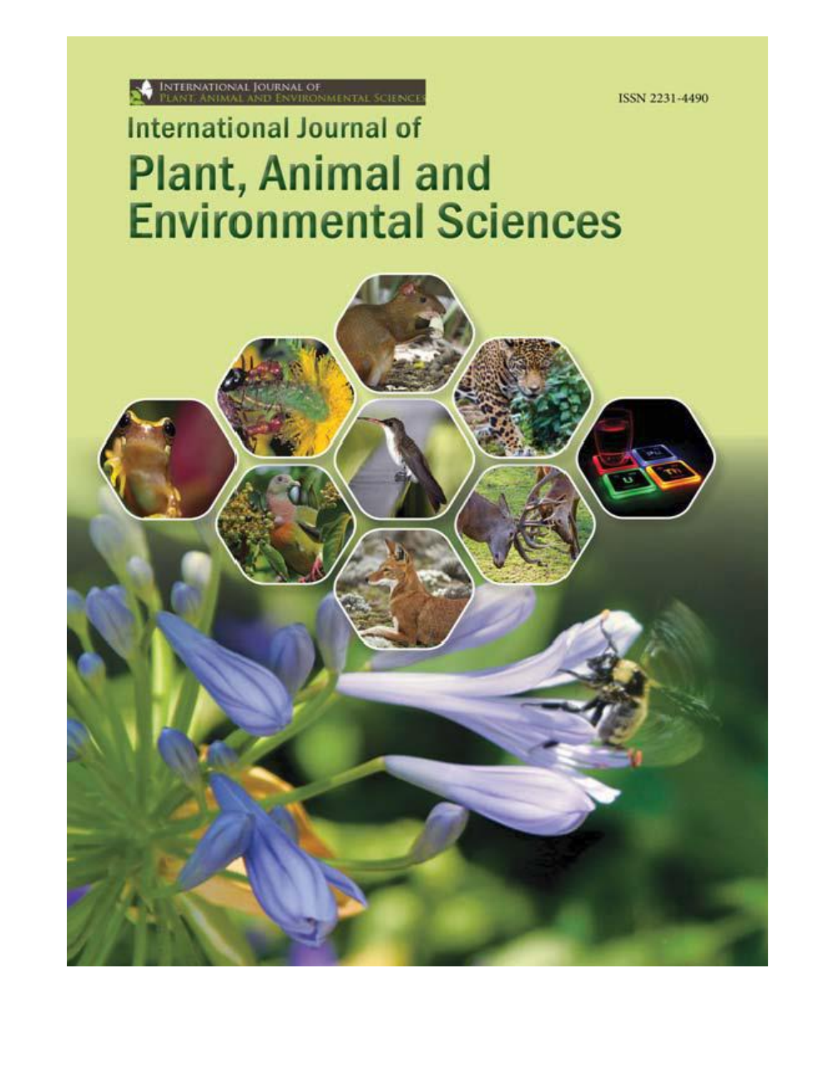INTERNATIONAL JOURNAL OF PLANT, ANIMAL AND ENVIRONMENTAL SCIENCES

ISSN 2231-4490

# International Journal of Plant, Animal and Environmental Sciences